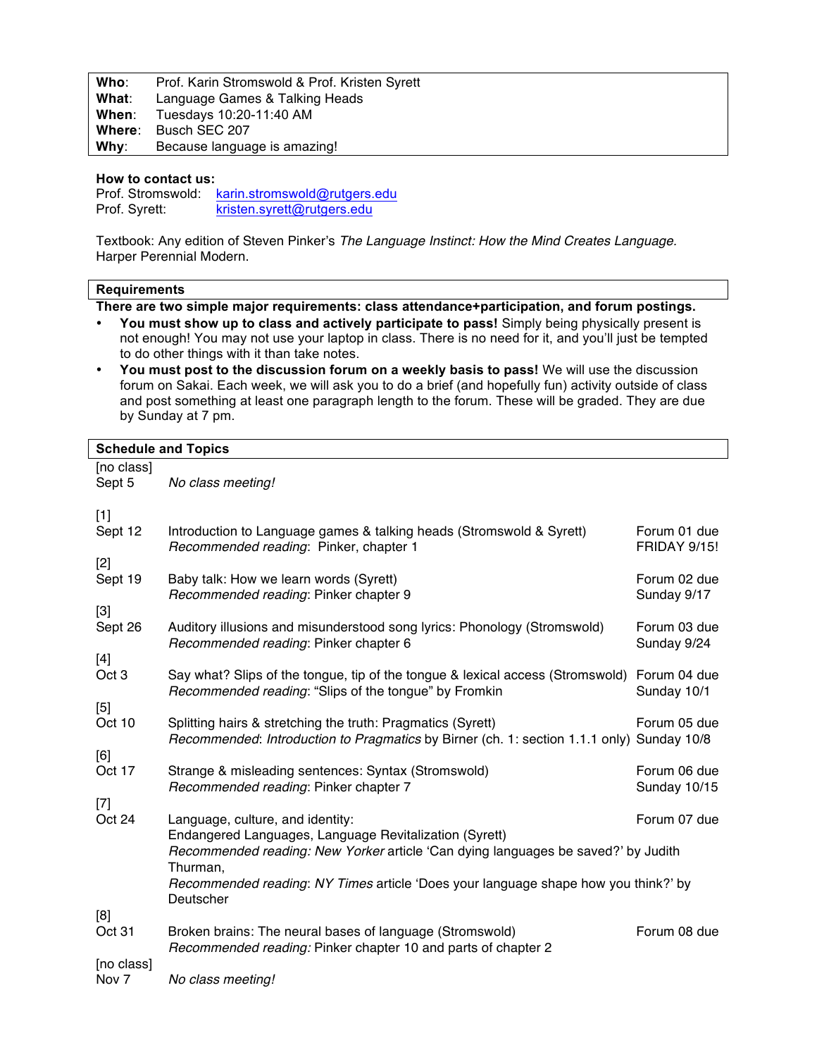| | |
|---|---|
| **Who**: | Prof. Karin Stromswold & Prof. Kristen Syrett |
| **What**: | Language Games & Talking Heads |
| **When**: | Tuesdays 10:20-11:40 AM |
| **Where**: | Busch SEC 207 |
| **Why**: | Because language is amazing! |

**How to contact us:**
Prof. Stromswold: karin.stromswold@rutgers.edu
Prof. Syrett: kristen.syrett@rutgers.edu

Textbook: Any edition of Steven Pinker's *The Language Instinct: How the Mind Creates Language*. Harper Perennial Modern.

## Requirements

**There are two simple major requirements: class attendance+participation, and forum postings.**

- **You must show up to class and actively participate to pass!** Simply being physically present is not enough! You may not use your laptop in class. There is no need for it, and you'll just be tempted to do other things with it than take notes.
- **You must post to the discussion forum on a weekly basis to pass!** We will use the discussion forum on Sakai. Each week, we will ask you to do a brief (and hopefully fun) activity outside of class and post something at least one paragraph length to the forum. These will be graded. They are due by Sunday at 7 pm.

## Schedule and Topics

| Date | Topic | Due |
|---|---|---|
| [no class] Sept 5 | *No class meeting!* | |
| [1] Sept 12 | Introduction to Language games & talking heads (Stromswold & Syrett)<br>*Recommended reading*: Pinker, chapter 1 | Forum 01 due FRIDAY 9/15! |
| [2] Sept 19 | Baby talk: How we learn words (Syrett)<br>*Recommended reading*: Pinker chapter 9 | Forum 02 due Sunday 9/17 |
| [3] Sept 26 | Auditory illusions and misunderstood song lyrics: Phonology (Stromswold)<br>*Recommended reading*: Pinker chapter 6 | Forum 03 due Sunday 9/24 |
| [4] Oct 3 | Say what? Slips of the tongue, tip of the tongue & lexical access (Stromswold)<br>*Recommended reading*: "Slips of the tongue" by Fromkin | Forum 04 due Sunday 10/1 |
| [5] Oct 10 | Splitting hairs & stretching the truth: Pragmatics (Syrett)<br>*Recommended*: *Introduction to Pragmatics* by Birner (ch. 1: section 1.1.1 only) | Forum 05 due Sunday 10/8 |
| [6] Oct 17 | Strange & misleading sentences: Syntax (Stromswold)<br>*Recommended reading*: Pinker chapter 7 | Forum 06 due Sunday 10/15 |
| [7] Oct 24 | Language, culture, and identity:<br>Endangered Languages, Language Revitalization (Syrett)<br>*Recommended reading: New Yorker* article 'Can dying languages be saved?' by Judith Thurman,<br>*Recommended reading*: *NY Times* article 'Does your language shape how you think?' by Deutscher | Forum 07 due |
| [8] Oct 31 | Broken brains: The neural bases of language (Stromswold)<br>*Recommended reading:* Pinker chapter 10 and parts of chapter 2 | Forum 08 due |
| [no class] Nov 7 | *No class meeting!* | |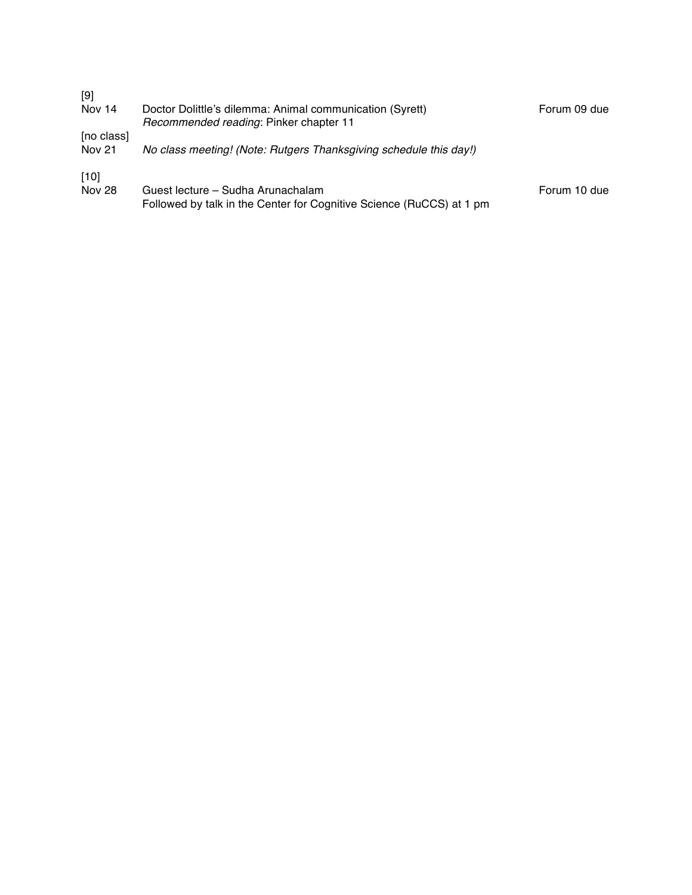| | | |
|---|---|---|
| [9]<br>Nov 14 | Doctor Dolittle's dilemma: Animal communication (Syrett)<br>*Recommended reading*: Pinker chapter 11 | Forum 09 due |
| [no class]<br>Nov 21 | *No class meeting! (Note: Rutgers Thanksgiving schedule this day!)* | |
| [10]<br>Nov 28 | Guest lecture – Sudha Arunachalam<br>Followed by talk in the Center for Cognitive Science (RuCCS) at 1 pm | Forum 10 due |